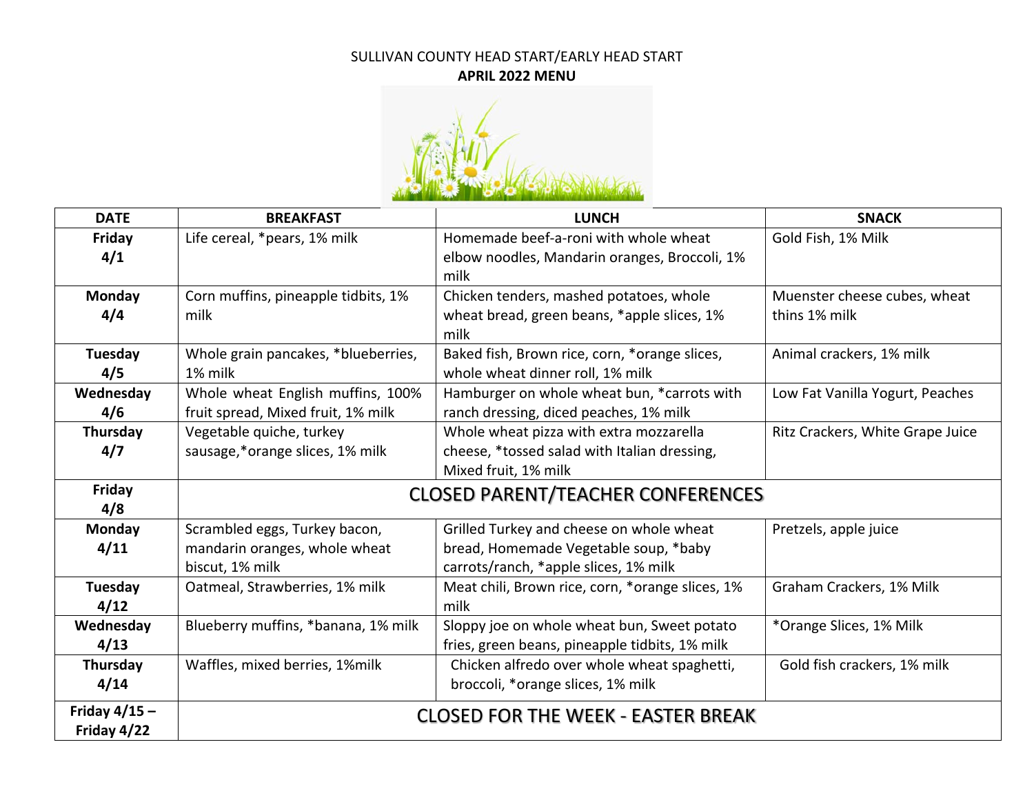SULLIVAN COUNTY HEAD START/EARLY HEAD START

**APRIL 2022 MENU**

| DATE | BREAKFAST | LUNCH | SNACK |
|---|---|---|---|
| **Friday 4/1** | Life cereal, *pears, 1% milk | Homemade beef-a-roni with whole wheat elbow noodles, Mandarin oranges, Broccoli, 1% milk | Gold Fish, 1% Milk |
| **Monday 4/4** | Corn muffins, pineapple tidbits, 1% milk | Chicken tenders, mashed potatoes, whole wheat bread, green beans, *apple slices, 1% milk | Muenster cheese cubes, wheat thins 1% milk |
| **Tuesday 4/5** | Whole grain pancakes, *blueberries, 1% milk | Baked fish, Brown rice, corn, *orange slices, whole wheat dinner roll, 1% milk | Animal crackers, 1% milk |
| **Wednesday 4/6** | Whole wheat English muffins, 100% fruit spread, Mixed fruit, 1% milk | Hamburger on whole wheat bun, *carrots with ranch dressing, diced peaches, 1% milk | Low Fat Vanilla Yogurt, Peaches |
| **Thursday 4/7** | Vegetable quiche, turkey sausage,*orange slices, 1% milk | Whole wheat pizza with extra mozzarella cheese, *tossed salad with Italian dressing, Mixed fruit, 1% milk | Ritz Crackers, White Grape Juice |
| **Friday 4/8** | CLOSED PARENT/TEACHER CONFERENCES | | |
| **Monday 4/11** | Scrambled eggs, Turkey bacon, mandarin oranges, whole wheat biscut, 1% milk | Grilled Turkey and cheese on whole wheat bread, Homemade Vegetable soup, *baby carrots/ranch, *apple slices, 1% milk | Pretzels, apple juice |
| **Tuesday 4/12** | Oatmeal, Strawberries, 1% milk | Meat chili, Brown rice, corn, *orange slices, 1% milk | Graham Crackers, 1% Milk |
| **Wednesday 4/13** | Blueberry muffins, *banana, 1% milk | Sloppy joe on whole wheat bun, Sweet potato fries, green beans, pineapple tidbits, 1% milk | *Orange Slices, 1% Milk |
| **Thursday 4/14** | Waffles, mixed berries, 1%milk | Chicken alfredo over whole wheat spaghetti, broccoli, *orange slices, 1% milk | Gold fish crackers, 1% milk |
| **Friday 4/15 – Friday 4/22** | CLOSED FOR THE WEEK - EASTER BREAK | | |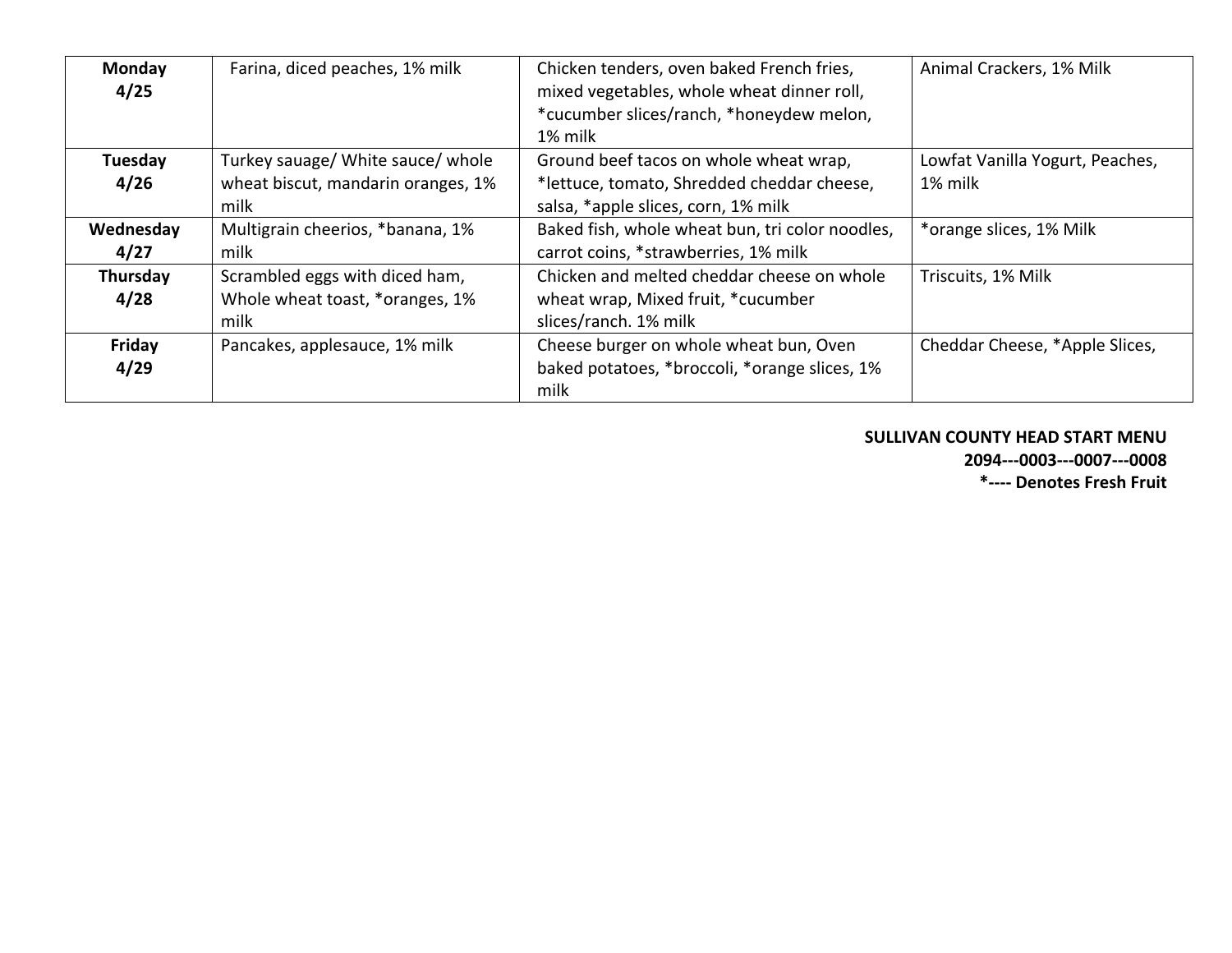| | | | |
|---|---|---|---|
| **Monday 4/25** | Farina, diced peaches, 1% milk | Chicken tenders, oven baked French fries, mixed vegetables, whole wheat dinner roll, *cucumber slices/ranch, *honeydew melon, 1% milk | Animal Crackers, 1% Milk |
| **Tuesday 4/26** | Turkey sauage/ White sauce/ whole wheat biscut, mandarin oranges, 1% milk | Ground beef tacos on whole wheat wrap, *lettuce, tomato, Shredded cheddar cheese, salsa, *apple slices, corn, 1% milk | Lowfat Vanilla Yogurt, Peaches, 1% milk |
| **Wednesday 4/27** | Multigrain cheerios, *banana, 1% milk | Baked fish, whole wheat bun, tri color noodles, carrot coins, *strawberries, 1% milk | *orange slices, 1% Milk |
| **Thursday 4/28** | Scrambled eggs with diced ham, Whole wheat toast, *oranges, 1% milk | Chicken and melted cheddar cheese on whole wheat wrap, Mixed fruit, *cucumber slices/ranch. 1% milk | Triscuits, 1% Milk |
| **Friday 4/29** | Pancakes, applesauce, 1% milk | Cheese burger on whole wheat bun, Oven baked potatoes, *broccoli, *orange slices, 1% milk | Cheddar Cheese, *Apple Slices, |

**SULLIVAN COUNTY HEAD START MENU**
**2094---0003---0007---0008**
**\*---- Denotes Fresh Fruit**